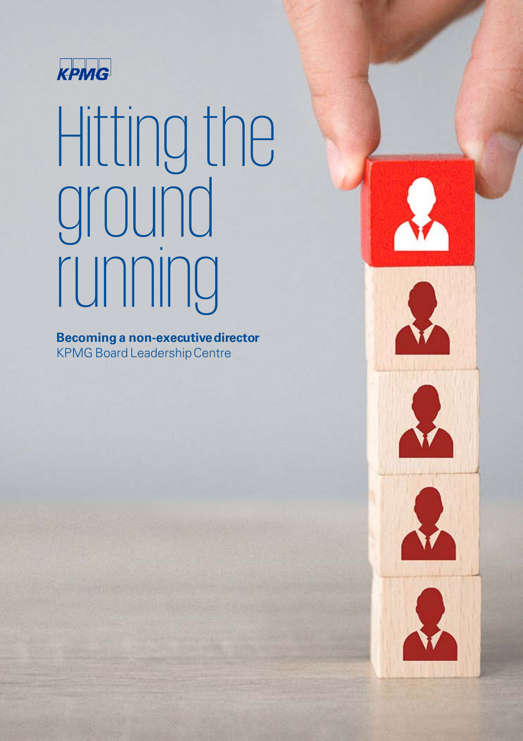KPMG

# Hitting the ground running

**Becoming a non-executive director**

KPMG Board Leadership Centre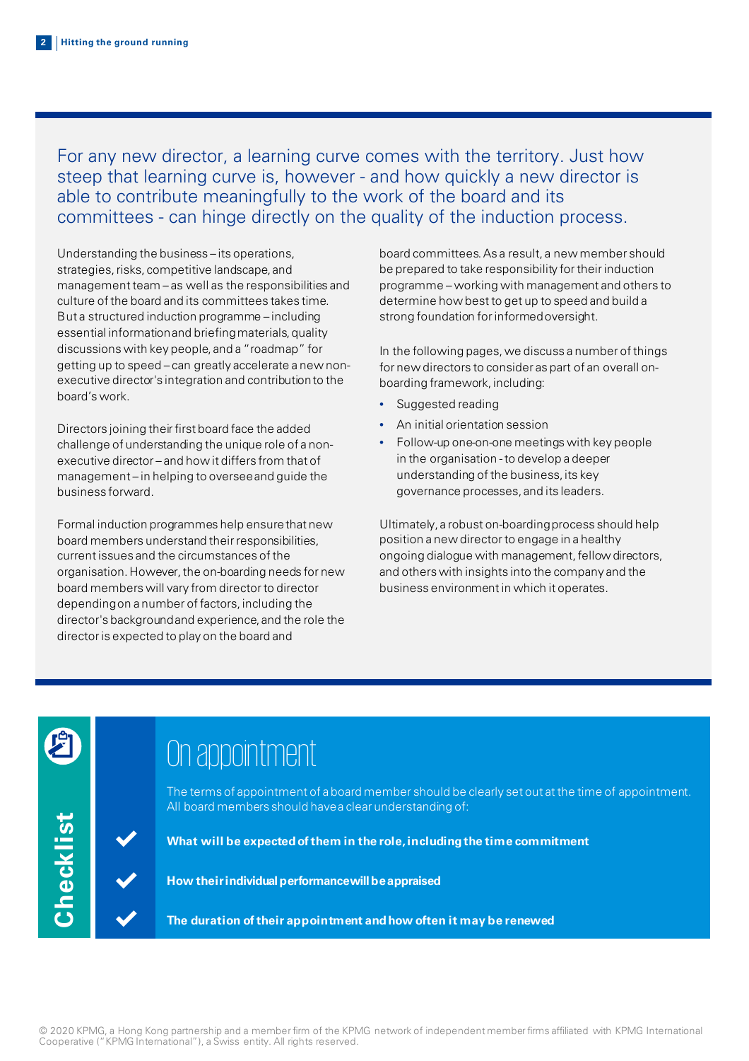For any new director, a learning curve comes with the territory. Just how steep that learning curve is, however - and how quickly a new director is able to contribute meaningfully to the work of the board and its committees - can hinge directly on the quality of the induction process.

Understanding the business – its operations, strategies, risks, competitive landscape, and management team – as well as the responsibilities and culture of the board and its committees takes time. But a structured induction programme – including essential information and briefing materials, quality discussions with key people, and a "roadmap" for getting up to speed – can greatly accelerate a new non-executive director's integration and contribution to the board's work.

Directors joining their first board face the added challenge of understanding the unique role of a non-executive director – and how it differs from that of management – in helping to oversee and guide the business forward.

Formal induction programmes help ensure that new board members understand their responsibilities, current issues and the circumstances of the organisation. However, the on-boarding needs for new board members will vary from director to director depending on a number of factors, including the director's background and experience, and the role the director is expected to play on the board and board committees. As a result, a new member should be prepared to take responsibility for their induction programme – working with management and others to determine how best to get up to speed and build a strong foundation for informed oversight.

In the following pages, we discuss a number of things for new directors to consider as part of an overall on-boarding framework, including:

- Suggested reading
- An initial orientation session
- Follow-up one-on-one meetings with key people in the organisation - to develop a deeper understanding of the business, its key governance processes, and its leaders.

Ultimately, a robust on-boarding process should help position a new director to engage in a healthy ongoing dialogue with management, fellow directors, and others with insights into the company and the business environment in which it operates.

## Checklist

### On appointment

The terms of appointment of a board member should be clearly set out at the time of appointment. All board members should have a clear understanding of:

- ✔ **What will be expected of them in the role, including the time commitment**
- ✔ **How their individual performance will be appraised**
- ✔ **The duration of their appointment and how often it may be renewed**

© 2020 KPMG, a Hong Kong partnership and a member firm of the KPMG network of independent member firms affiliated with KPMG International Cooperative ("KPMG International"), a Swiss entity. All rights reserved.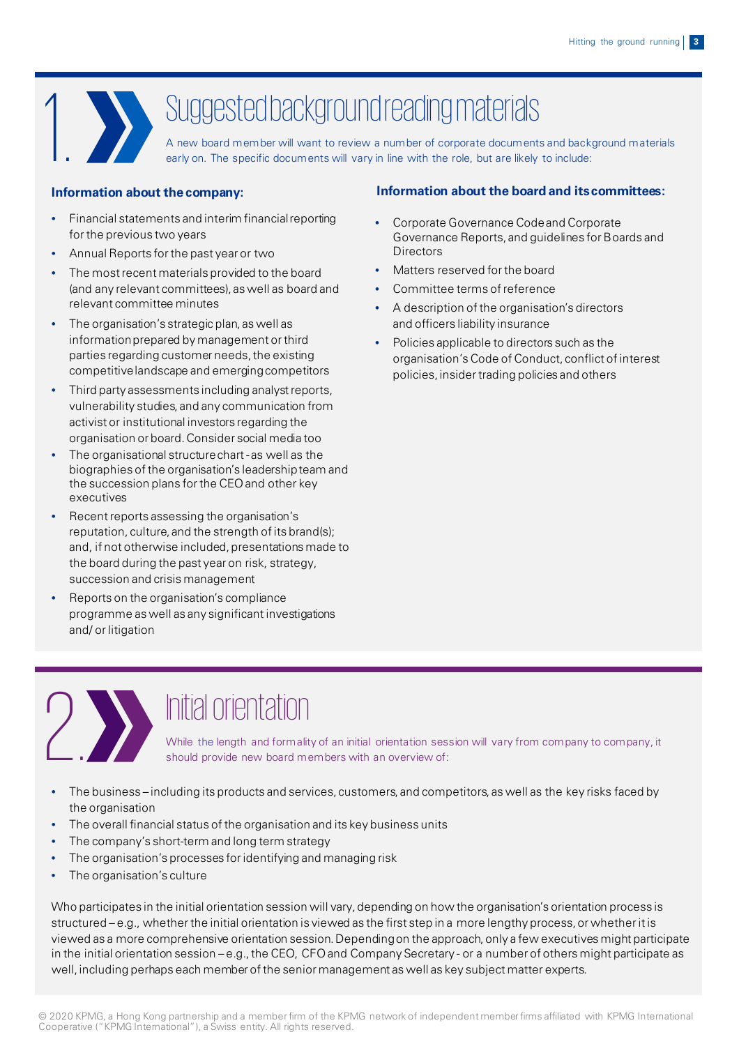# 1. Suggested background reading materials

A new board member will want to review a number of corporate documents and background materials early on. The specific documents will vary in line with the role, but are likely to include:

**Information about the company:**

- Financial statements and interim financial reporting for the previous two years
- Annual Reports for the past year or two
- The most recent materials provided to the board (and any relevant committees), as well as board and relevant committee minutes
- The organisation's strategic plan, as well as information prepared by management or third parties regarding customer needs, the existing competitive landscape and emerging competitors
- Third party assessments including analyst reports, vulnerability studies, and any communication from activist or institutional investors regarding the organisation or board. Consider social media too
- The organisational structure chart - as well as the biographies of the organisation's leadership team and the succession plans for the CEO and other key executives
- Recent reports assessing the organisation's reputation, culture, and the strength of its brand(s); and, if not otherwise included, presentations made to the board during the past year on risk, strategy, succession and crisis management
- Reports on the organisation's compliance programme as well as any significant investigations and/ or litigation

**Information about the board and its committees:**

- Corporate Governance Code and Corporate Governance Reports, and guidelines for Boards and Directors
- Matters reserved for the board
- Committee terms of reference
- A description of the organisation's directors and officers liability insurance
- Policies applicable to directors such as the organisation's Code of Conduct, conflict of interest policies, insider trading policies and others

# 2. Initial orientation

While the length and formality of an initial orientation session will vary from company to company, it should provide new board members with an overview of:

- The business – including its products and services, customers, and competitors, as well as the key risks faced by the organisation
- The overall financial status of the organisation and its key business units
- The company's short-term and long term strategy
- The organisation's processes for identifying and managing risk
- The organisation's culture

Who participates in the initial orientation session will vary, depending on how the organisation's orientation process is structured – e.g., whether the initial orientation is viewed as the first step in a more lengthy process, or whether it is viewed as a more comprehensive orientation session. Depending on the approach, only a few executives might participate in the initial orientation session – e.g., the CEO, CFO and Company Secretary - or a number of others might participate as well, including perhaps each member of the senior management as well as key subject matter experts.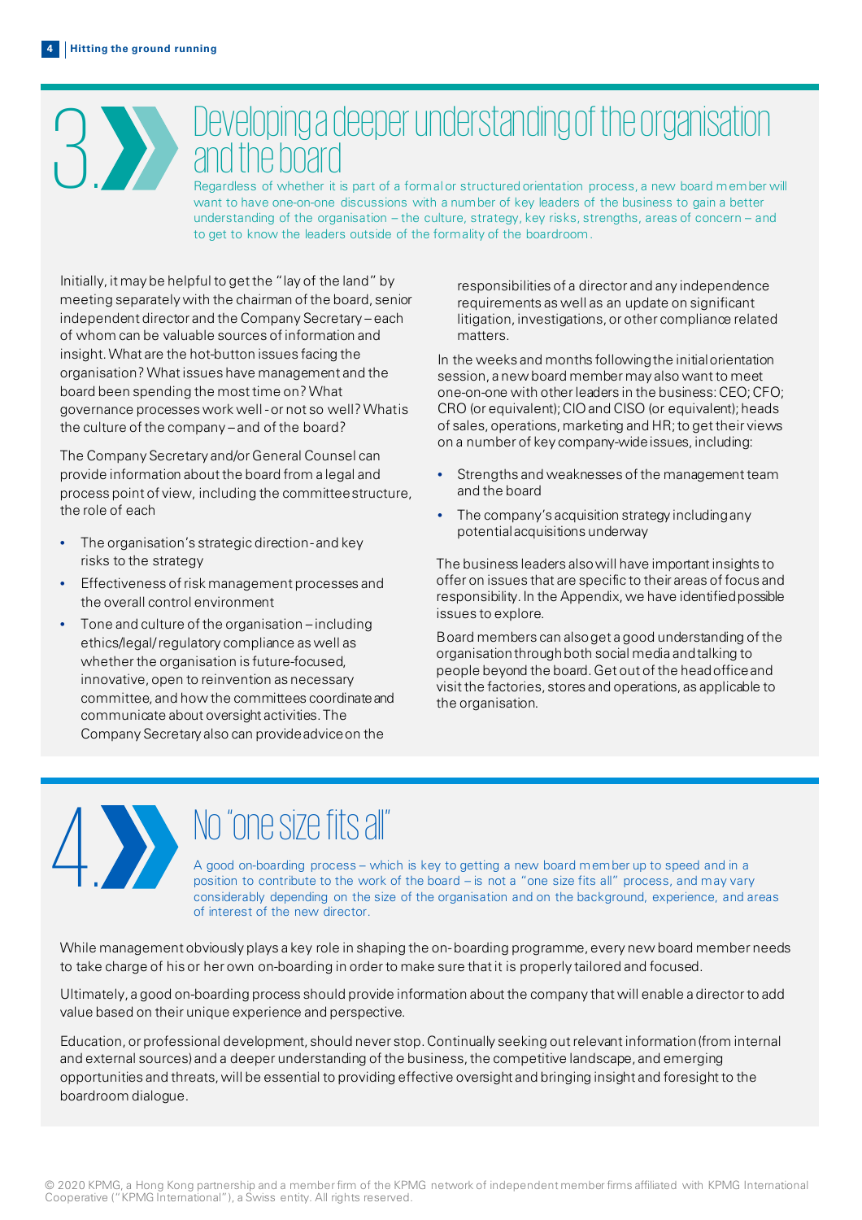## 3. Developing a deeper understanding of the organisation and the board

Regardless of whether it is part of a formal or structured orientation process, a new board member will want to have one-on-one discussions with a number of key leaders of the business to gain a better understanding of the organisation – the culture, strategy, key risks, strengths, areas of concern – and to get to know the leaders outside of the formality of the boardroom.

Initially, it may be helpful to get the "lay of the land" by meeting separately with the chairman of the board, senior independent director and the Company Secretary – each of whom can be valuable sources of information and insight. What are the hot-button issues facing the organisation? What issues have management and the board been spending the most time on? What governance processes work well - or not so well? What is the culture of the company – and of the board?

The Company Secretary and/or General Counsel can provide information about the board from a legal and process point of view, including the committee structure, the role of each

- The organisation's strategic direction - and key risks to the strategy
- Effectiveness of risk management processes and the overall control environment
- Tone and culture of the organisation – including ethics/legal/regulatory compliance as well as whether the organisation is future-focused, innovative, open to reinvention as necessary committee, and how the committees coordinate and communicate about oversight activities. The Company Secretary also can provide advice on the responsibilities of a director and any independence requirements as well as an update on significant litigation, investigations, or other compliance related matters.

In the weeks and months following the initial orientation session, a new board member may also want to meet one-on-one with other leaders in the business: CEO; CFO; CRO (or equivalent); CIO and CISO (or equivalent); heads of sales, operations, marketing and HR; to get their views on a number of key company-wide issues, including:

- Strengths and weaknesses of the management team and the board
- The company's acquisition strategy including any potential acquisitions underway

The business leaders also will have important insights to offer on issues that are specific to their areas of focus and responsibility. In the Appendix, we have identified possible issues to explore.

Board members can also get a good understanding of the organisation through both social media and talking to people beyond the board. Get out of the head office and visit the factories, stores and operations, as applicable to the organisation.

## 4. No "one size fits all"

A good on-boarding process – which is key to getting a new board member up to speed and in a position to contribute to the work of the board – is not a "one size fits all" process, and may vary considerably depending on the size of the organisation and on the background, experience, and areas of interest of the new director.

While management obviously plays a key role in shaping the on-boarding programme, every new board member needs to take charge of his or her own on-boarding in order to make sure that it is properly tailored and focused.

Ultimately, a good on-boarding process should provide information about the company that will enable a director to add value based on their unique experience and perspective.

Education, or professional development, should never stop. Continually seeking out relevant information (from internal and external sources) and a deeper understanding of the business, the competitive landscape, and emerging opportunities and threats, will be essential to providing effective oversight and bringing insight and foresight to the boardroom dialogue.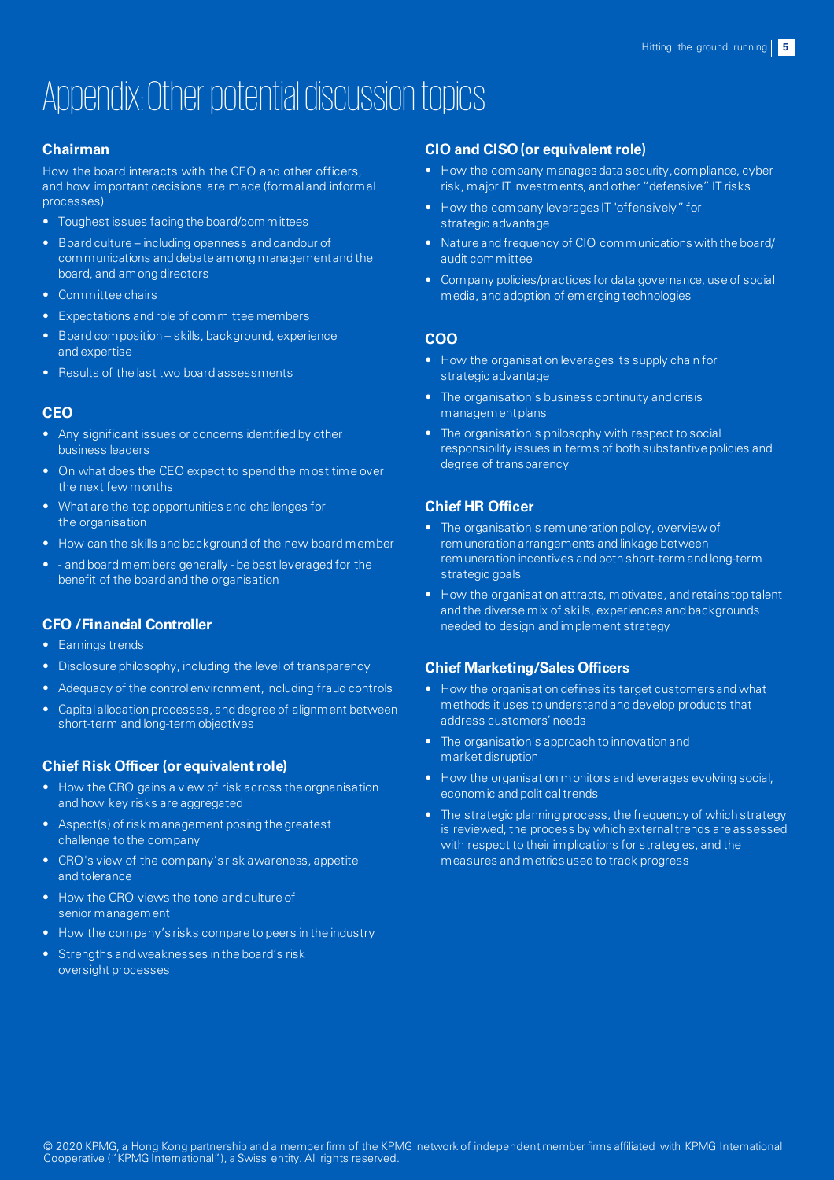# Appendix: Other potential discussion topics

## Chairman

How the board interacts with the CEO and other officers, and how important decisions are made (formal and informal processes)

- Toughest issues facing the board/committees
- Board culture – including openness and candour of communications and debate among management and the board, and among directors
- Committee chairs
- Expectations and role of committee members
- Board composition – skills, background, experience and expertise
- Results of the last two board assessments

## CEO

- Any significant issues or concerns identified by other business leaders
- On what does the CEO expect to spend the most time over the next few months
- What are the top opportunities and challenges for the organisation
- How can the skills and background of the new board member
- - and board members generally - be best leveraged for the benefit of the board and the organisation

## CFO /Financial Controller

- Earnings trends
- Disclosure philosophy, including the level of transparency
- Adequacy of the control environment, including fraud controls
- Capital allocation processes, and degree of alignment between short-term and long-term objectives

## Chief Risk Officer (or equivalent role)

- How the CRO gains a view of risk across the orgnanisation and how key risks are aggregated
- Aspect(s) of risk management posing the greatest challenge to the company
- CRO's view of the company's risk awareness, appetite and tolerance
- How the CRO views the tone and culture of senior management
- How the company's risks compare to peers in the industry
- Strengths and weaknesses in the board's risk oversight processes

## CIO and CISO (or equivalent role)

- How the company manages data security, compliance, cyber risk, major IT investments, and other "defensive" IT risks
- How the company leverages IT "offensively" for strategic advantage
- Nature and frequency of CIO communications with the board/ audit committee
- Company policies/practices for data governance, use of social media, and adoption of emerging technologies

## COO

- How the organisation leverages its supply chain for strategic advantage
- The organisation's business continuity and crisis management plans
- The organisation's philosophy with respect to social responsibility issues in terms of both substantive policies and degree of transparency

## Chief HR Officer

- The organisation's remuneration policy, overview of remuneration arrangements and linkage between remuneration incentives and both short-term and long-term strategic goals
- How the organisation attracts, motivates, and retains top talent and the diverse mix of skills, experiences and backgrounds needed to design and implement strategy

## Chief Marketing/Sales Officers

- How the organisation defines its target customers and what methods it uses to understand and develop products that address customers' needs
- The organisation's approach to innovation and market disruption
- How the organisation monitors and leverages evolving social, economic and political trends
- The strategic planning process, the frequency of which strategy is reviewed, the process by which external trends are assessed with respect to their implications for strategies, and the measures and metrics used to track progress

© 2020 KPMG, a Hong Kong partnership and a member firm of the KPMG network of independent member firms affiliated with KPMG International Cooperative ("KPMG International"), a Swiss entity. All rights reserved.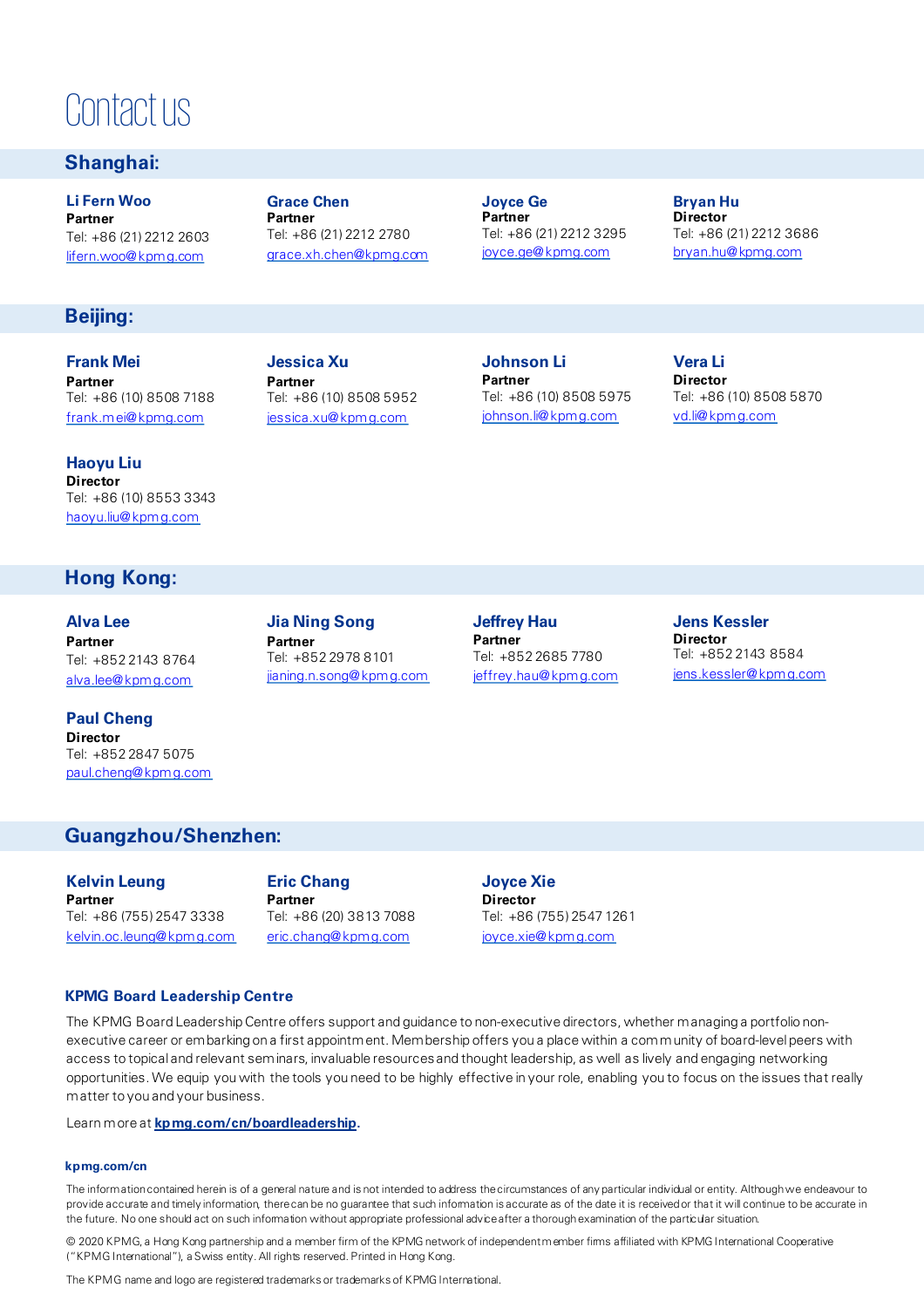# Contact us

## Shanghai:

**Li Fern Woo**
**Partner**
Tel: +86 (21) 2212 2603
lifern.woo@kpmg.com

**Grace Chen**
**Partner**
Tel: +86 (21) 2212 2780
grace.xh.chen@kpmg.com

**Joyce Ge**
**Partner**
Tel: +86 (21) 2212 3295
joyce.ge@kpmg.com

**Bryan Hu**
**Director**
Tel: +86 (21) 2212 3686
bryan.hu@kpmg.com

## Beijing:

**Frank Mei**
**Partner**
Tel: +86 (10) 8508 7188
frank.mei@kpmg.com

**Jessica Xu**
**Partner**
Tel: +86 (10) 8508 5952
jessica.xu@kpmg.com

**Johnson Li**
**Partner**
Tel: +86 (10) 8508 5975
johnson.li@kpmg.com

**Vera Li**
**Director**
Tel: +86 (10) 8508 5870
vd.li@kpmg.com

**Haoyu Liu**
**Director**
Tel: +86 (10) 8553 3343
haoyu.liu@kpmg.com

## Hong Kong:

**Alva Lee**
**Partner**
Tel: +852 2143 8764
alva.lee@kpmg.com

**Jia Ning Song**
**Partner**
Tel: +852 2978 8101
jianing.n.song@kpmg.com

**Jeffrey Hau**
**Partner**
Tel: +852 2685 7780
jeffrey.hau@kpmg.com

**Jens Kessler**
**Director**
Tel: +852 2143 8584
jens.kessler@kpmg.com

**Paul Cheng**
**Director**
Tel: +852 2847 5075
paul.cheng@kpmg.com

## Guangzhou/Shenzhen:

**Kelvin Leung**
**Partner**
Tel: +86 (755) 2547 3338
kelvin.oc.leung@kpmg.com

**Eric Chang**
**Partner**
Tel: +86 (20) 3813 7088
eric.chang@kpmg.com

**Joyce Xie**
**Director**
Tel: +86 (755) 2547 1261
joyce.xie@kpmg.com

### KPMG Board Leadership Centre

The KPMG Board Leadership Centre offers support and guidance to non-executive directors, whether managing a portfolio non-executive career or embarking on a first appointment. Membership offers you a place within a community of board-level peers with access to topical and relevant seminars, invaluable resources and thought leadership, as well as lively and engaging networking opportunities. We equip you with the tools you need to be highly effective in your role, enabling you to focus on the issues that really matter to you and your business.

Learn more at **kpmg.com/cn/boardleadership**.

**kpmg.com/cn**

The information contained herein is of a general nature and is not intended to address the circumstances of any particular individual or entity. Although we endeavour to provide accurate and timely information, there can be no guarantee that such information is accurate as of the date it is received or that it will continue to be accurate in the future. No one should act on such information without appropriate professional advice after a thorough examination of the particular situation.

© 2020 KPMG, a Hong Kong partnership and a member firm of the KPMG network of independent member firms affiliated with KPMG International Cooperative ("KPMG International"), a Swiss entity. All rights reserved. Printed in Hong Kong.

The KPMG name and logo are registered trademarks or trademarks of KPMG International.